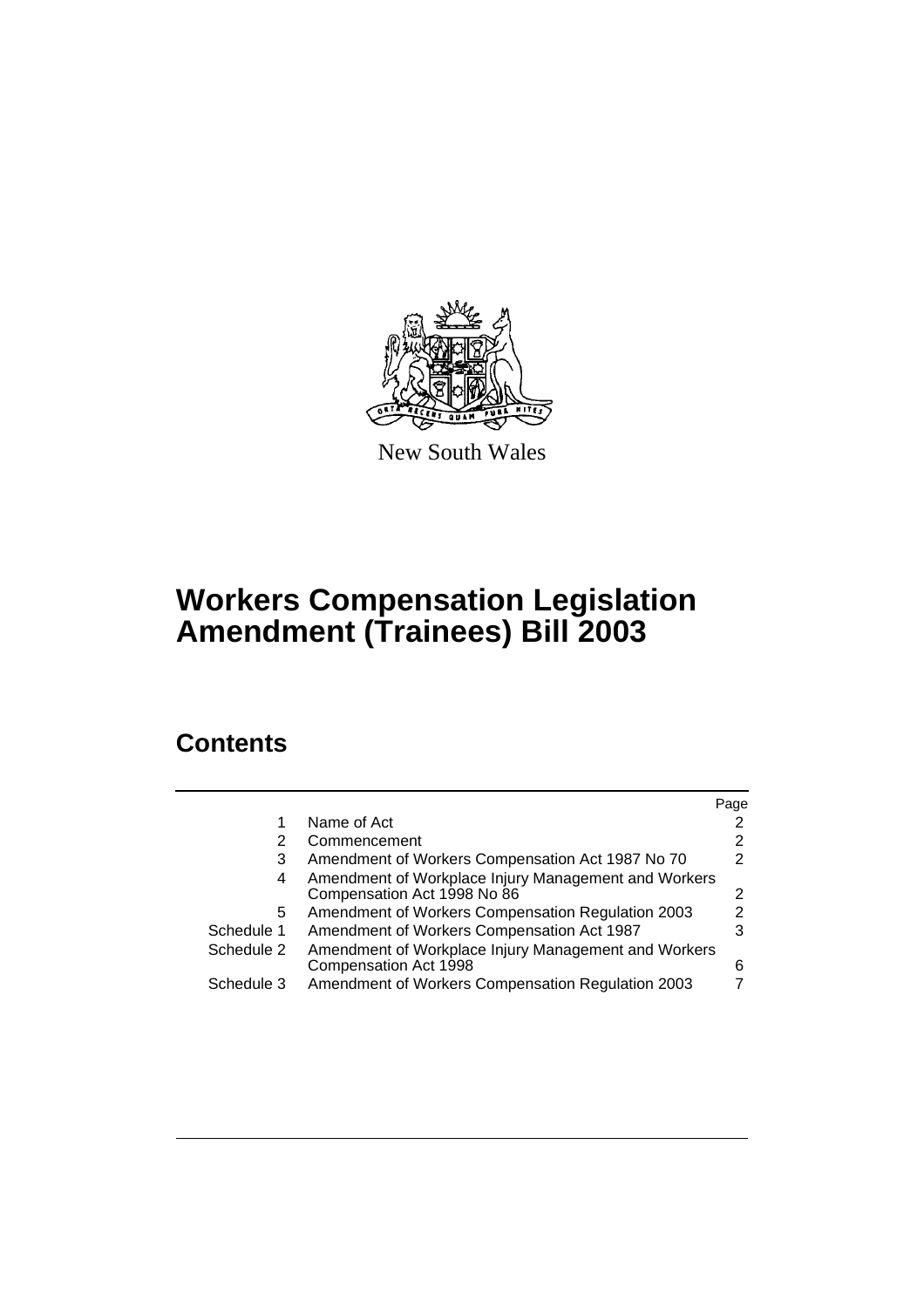New South Wales

# Workers Compensation Legislation Amendment (Trainees) Bill 2003

## Contents

| | | Page |
|---|---|---|
| 1 | Name of Act | 2 |
| 2 | Commencement | 2 |
| 3 | Amendment of Workers Compensation Act 1987 No 70 | 2 |
| 4 | Amendment of Workplace Injury Management and Workers Compensation Act 1998 No 86 | 2 |
| 5 | Amendment of Workers Compensation Regulation 2003 | 2 |
| Schedule 1 | Amendment of Workers Compensation Act 1987 | 3 |
| Schedule 2 | Amendment of Workplace Injury Management and Workers Compensation Act 1998 | 6 |
| Schedule 3 | Amendment of Workers Compensation Regulation 2003 | 7 |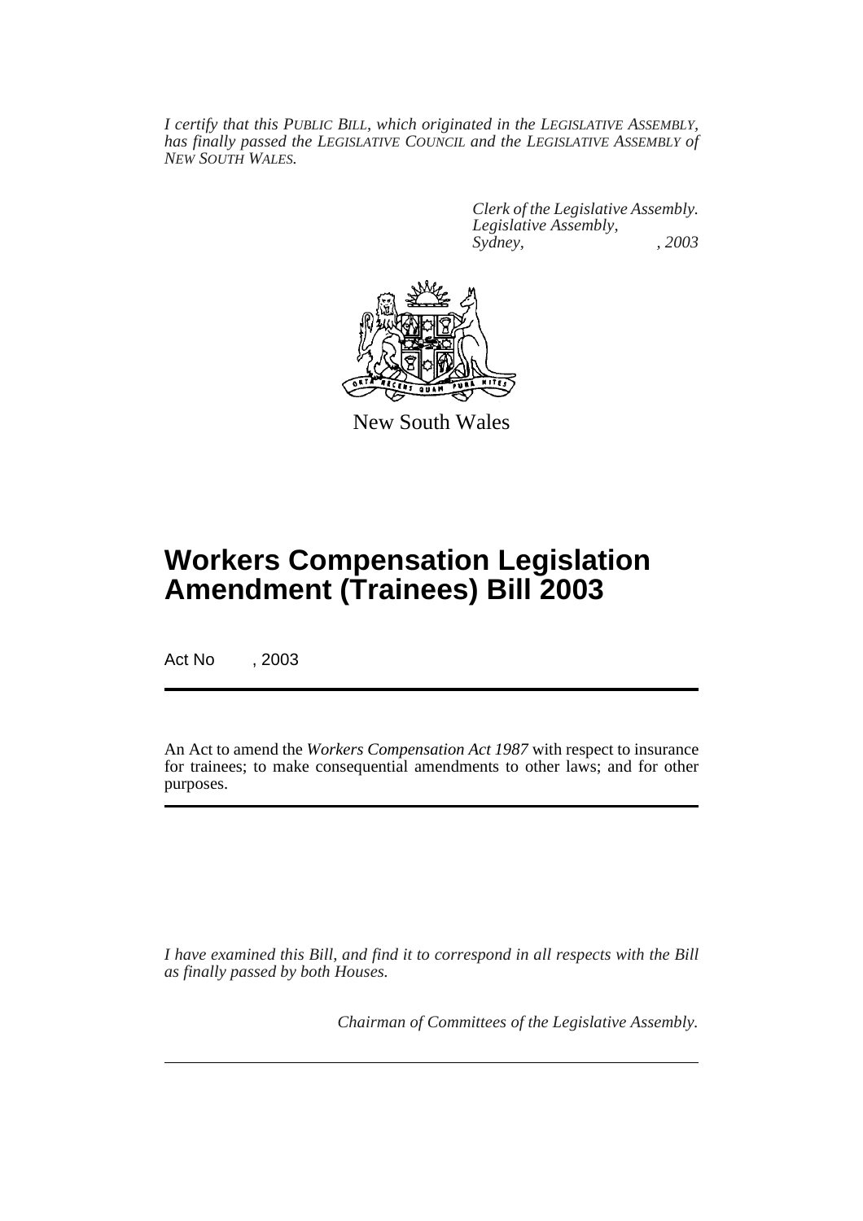*I certify that this PUBLIC BILL, which originated in the LEGISLATIVE ASSEMBLY, has finally passed the LEGISLATIVE COUNCIL and the LEGISLATIVE ASSEMBLY of NEW SOUTH WALES.*

*Clerk of the Legislative Assembly.*
*Legislative Assembly,*
*Sydney, , 2003*

New South Wales

# Workers Compensation Legislation Amendment (Trainees) Bill 2003

Act No , 2003

An Act to amend the *Workers Compensation Act 1987* with respect to insurance for trainees; to make consequential amendments to other laws; and for other purposes.

*I have examined this Bill, and find it to correspond in all respects with the Bill as finally passed by both Houses.*

*Chairman of Committees of the Legislative Assembly.*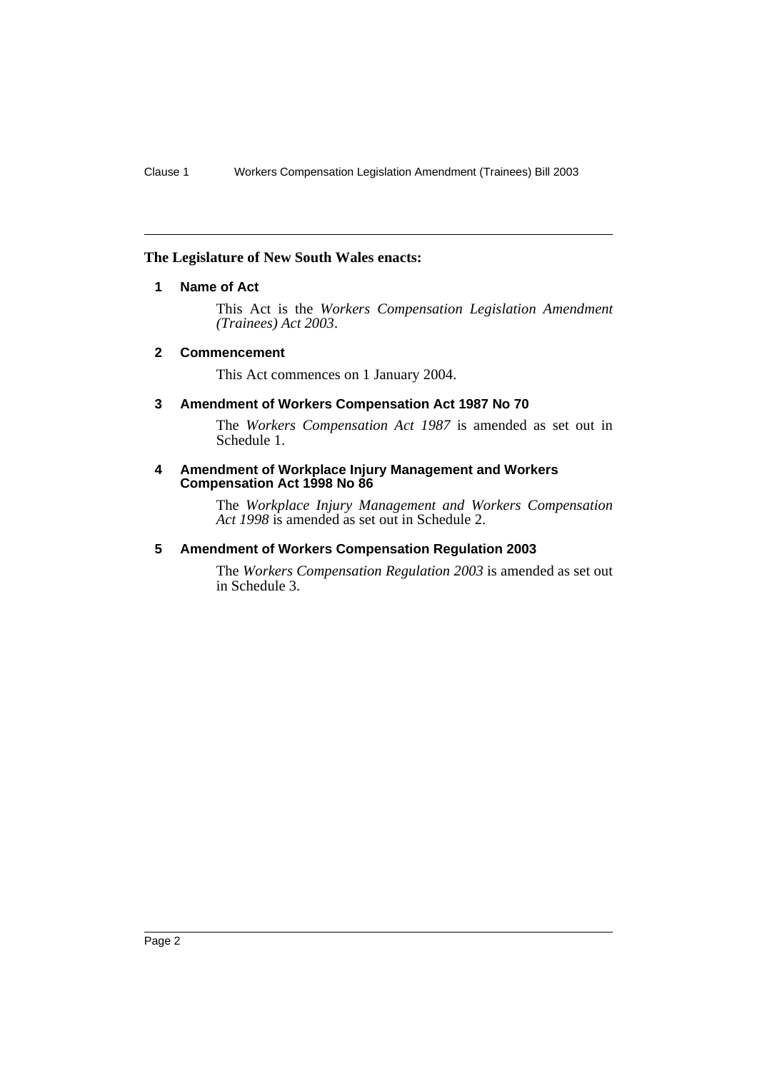**The Legislature of New South Wales enacts:**

### 1 Name of Act

This Act is the *Workers Compensation Legislation Amendment (Trainees) Act 2003*.

### 2 Commencement

This Act commences on 1 January 2004.

### 3 Amendment of Workers Compensation Act 1987 No 70

The *Workers Compensation Act 1987* is amended as set out in Schedule 1.

### 4 Amendment of Workplace Injury Management and Workers Compensation Act 1998 No 86

The *Workplace Injury Management and Workers Compensation Act 1998* is amended as set out in Schedule 2.

### 5 Amendment of Workers Compensation Regulation 2003

The *Workers Compensation Regulation 2003* is amended as set out in Schedule 3.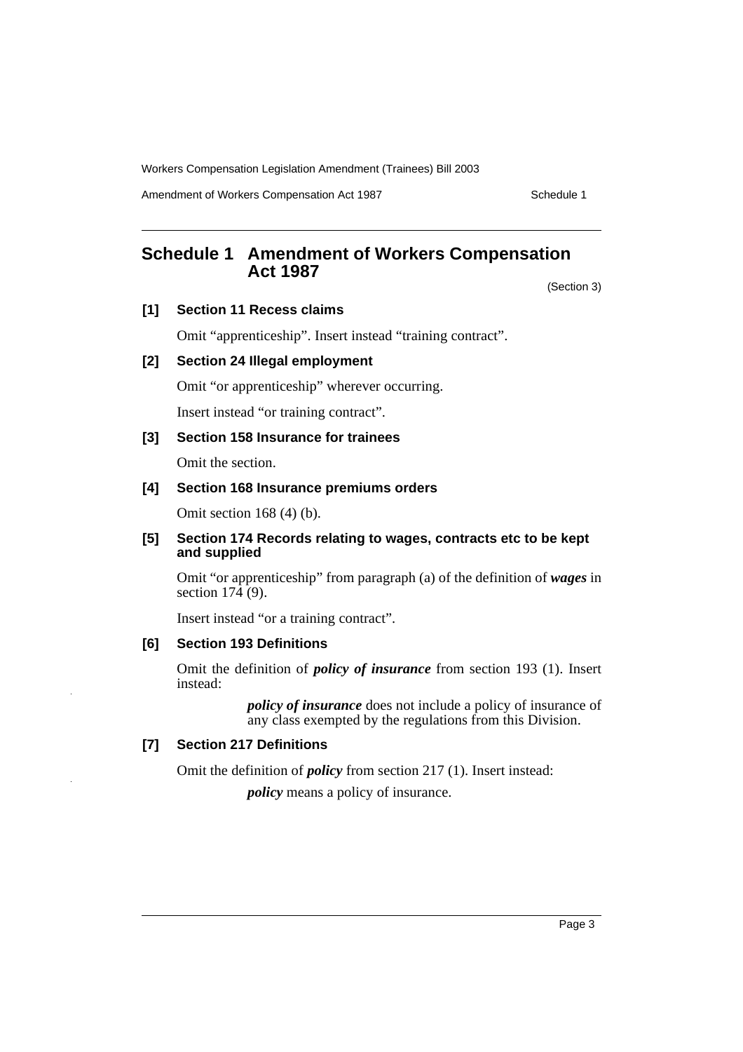## Schedule 1 Amendment of Workers Compensation Act 1987

(Section 3)

### [1] Section 11 Recess claims

Omit "apprenticeship". Insert instead "training contract".

### [2] Section 24 Illegal employment

Omit "or apprenticeship" wherever occurring.

Insert instead "or training contract".

### [3] Section 158 Insurance for trainees

Omit the section.

### [4] Section 168 Insurance premiums orders

Omit section 168 (4) (b).

### [5] Section 174 Records relating to wages, contracts etc to be kept and supplied

Omit "or apprenticeship" from paragraph (a) of the definition of ***wages*** in section 174 (9).

Insert instead "or a training contract".

### [6] Section 193 Definitions

Omit the definition of ***policy of insurance*** from section 193 (1). Insert instead:

> ***policy of insurance*** does not include a policy of insurance of any class exempted by the regulations from this Division.

### [7] Section 217 Definitions

Omit the definition of ***policy*** from section 217 (1). Insert instead:

> ***policy*** means a policy of insurance.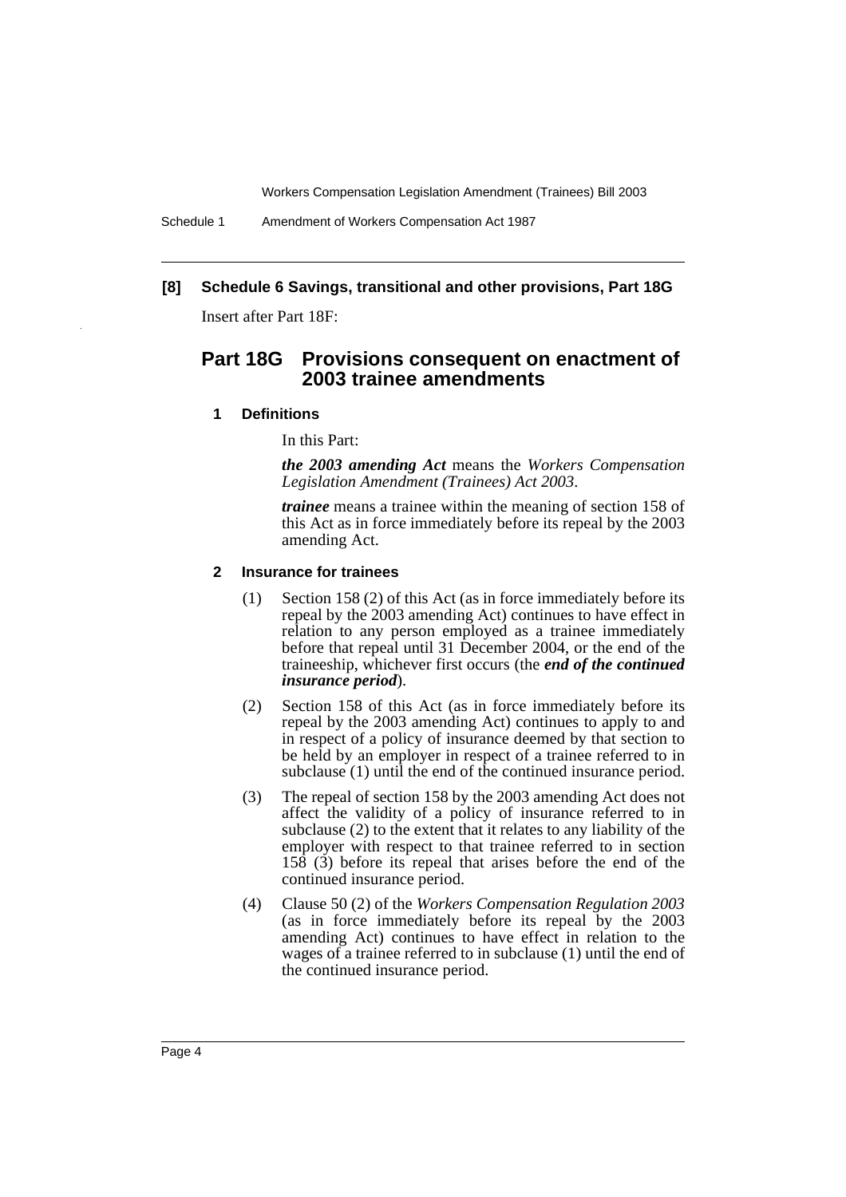**[8] Schedule 6 Savings, transitional and other provisions, Part 18G**

Insert after Part 18F:

## Part 18G Provisions consequent on enactment of 2003 trainee amendments

### 1 Definitions

In this Part:

***the 2003 amending Act*** means the *Workers Compensation Legislation Amendment (Trainees) Act 2003*.

***trainee*** means a trainee within the meaning of section 158 of this Act as in force immediately before its repeal by the 2003 amending Act.

### 2 Insurance for trainees

(1) Section 158 (2) of this Act (as in force immediately before its repeal by the 2003 amending Act) continues to have effect in relation to any person employed as a trainee immediately before that repeal until 31 December 2004, or the end of the traineeship, whichever first occurs (the ***end of the continued insurance period***).

(2) Section 158 of this Act (as in force immediately before its repeal by the 2003 amending Act) continues to apply to and in respect of a policy of insurance deemed by that section to be held by an employer in respect of a trainee referred to in subclause (1) until the end of the continued insurance period.

(3) The repeal of section 158 by the 2003 amending Act does not affect the validity of a policy of insurance referred to in subclause (2) to the extent that it relates to any liability of the employer with respect to that trainee referred to in section 158 (3) before its repeal that arises before the end of the continued insurance period.

(4) Clause 50 (2) of the *Workers Compensation Regulation 2003* (as in force immediately before its repeal by the 2003 amending Act) continues to have effect in relation to the wages of a trainee referred to in subclause (1) until the end of the continued insurance period.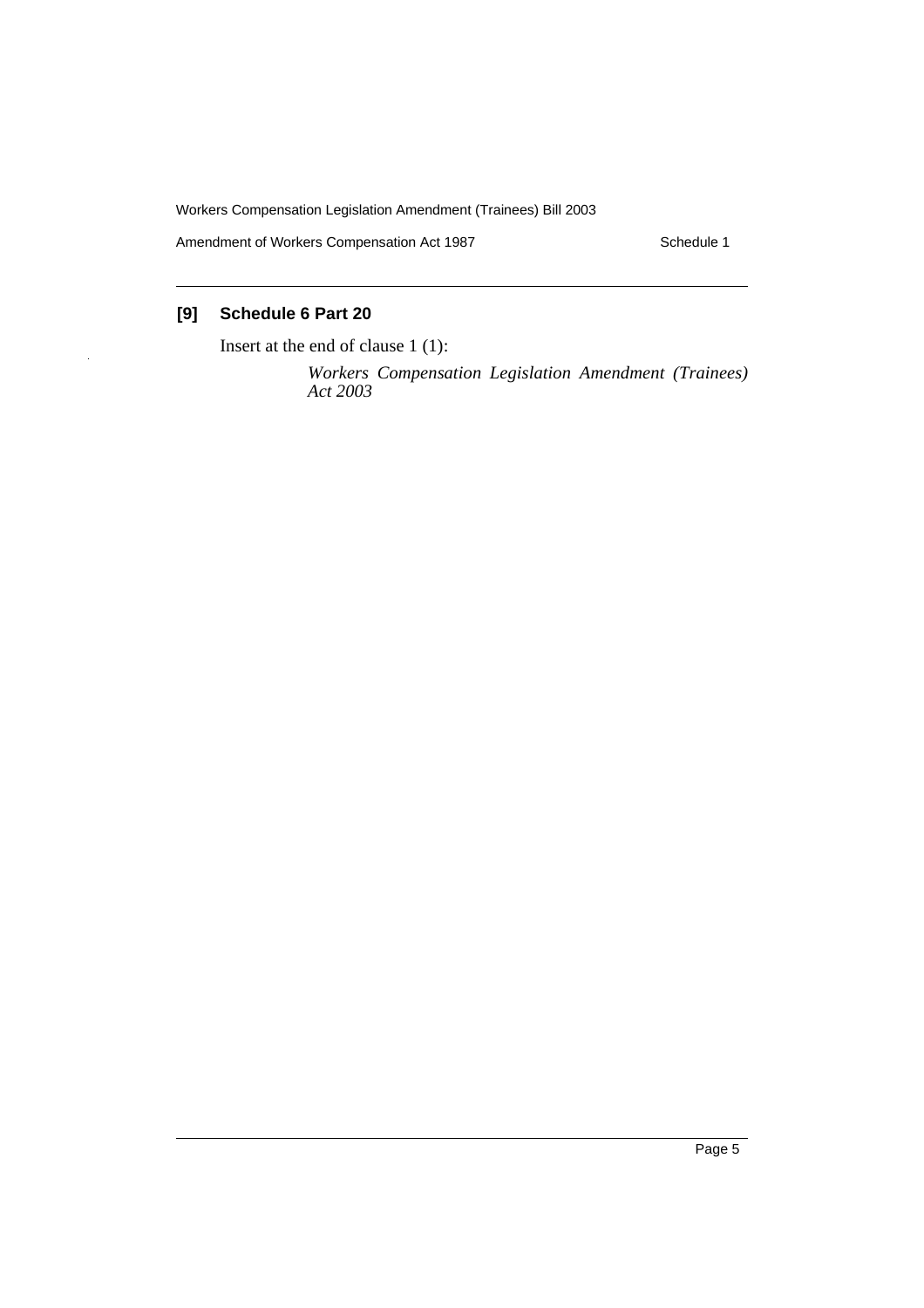### [9] Schedule 6 Part 20

Insert at the end of clause 1 (1):

*Workers Compensation Legislation Amendment (Trainees) Act 2003*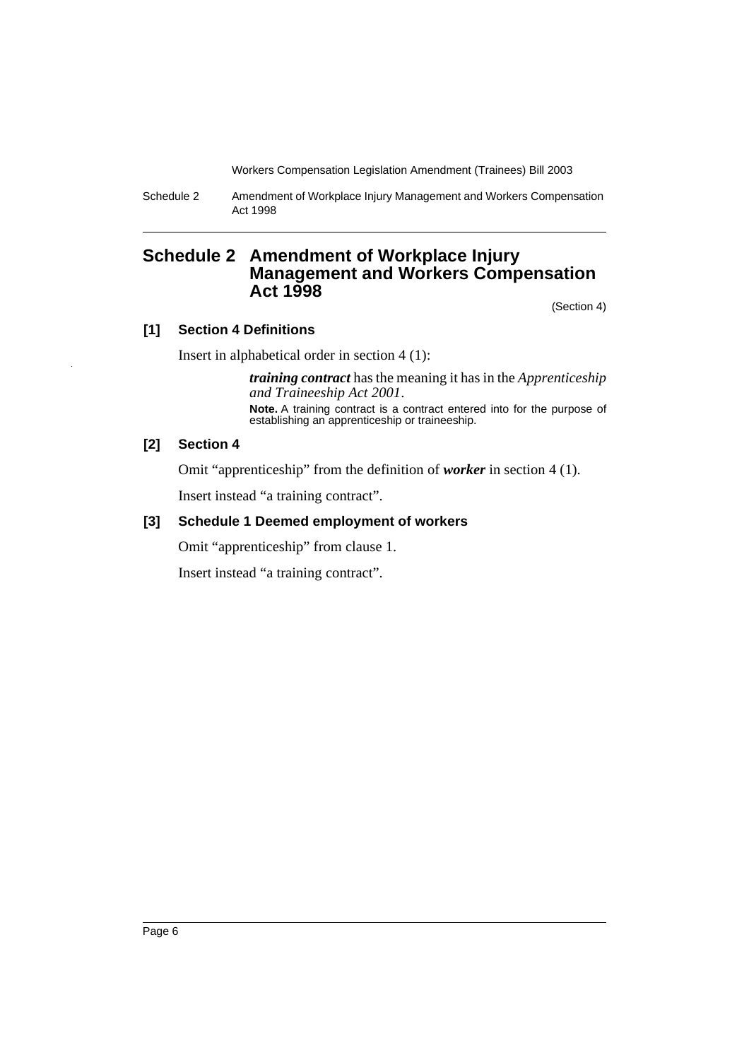# Schedule 2 Amendment of Workplace Injury Management and Workers Compensation Act 1998

(Section 4)

### [1] Section 4 Definitions

Insert in alphabetical order in section 4 (1):

> ***training contract*** has the meaning it has in the *Apprenticeship and Traineeship Act 2001*.
>
> **Note.** A training contract is a contract entered into for the purpose of establishing an apprenticeship or traineeship.

### [2] Section 4

Omit "apprenticeship" from the definition of ***worker*** in section 4 (1).

Insert instead "a training contract".

### [3] Schedule 1 Deemed employment of workers

Omit "apprenticeship" from clause 1.

Insert instead "a training contract".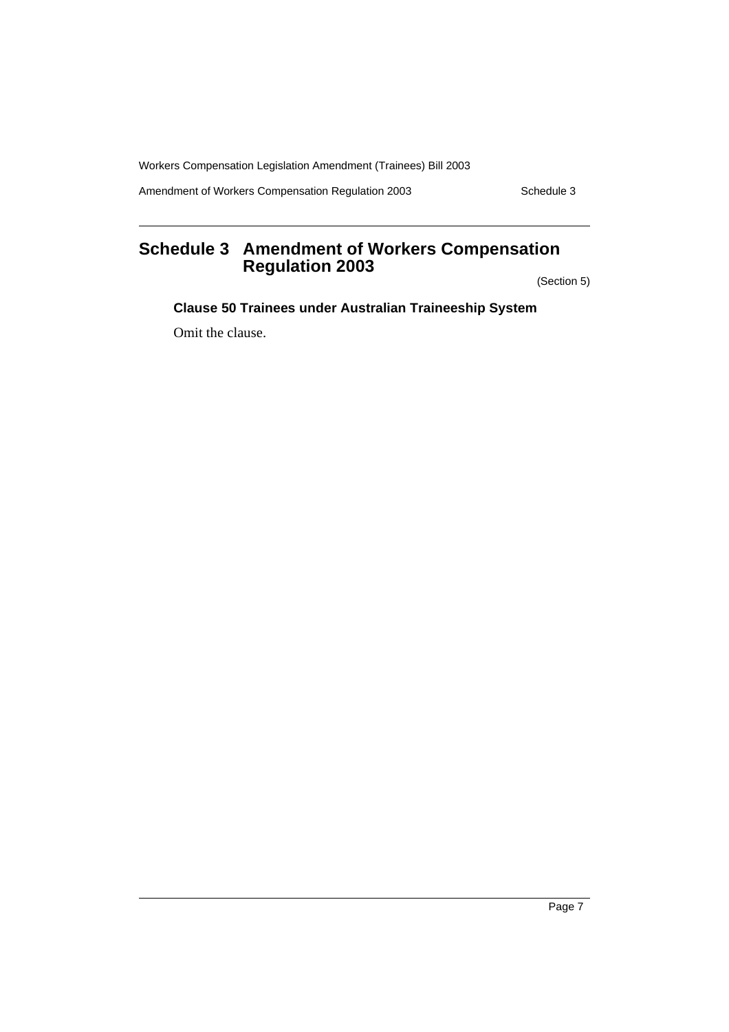## Schedule 3 Amendment of Workers Compensation Regulation 2003

(Section 5)

### Clause 50 Trainees under Australian Traineeship System

Omit the clause.